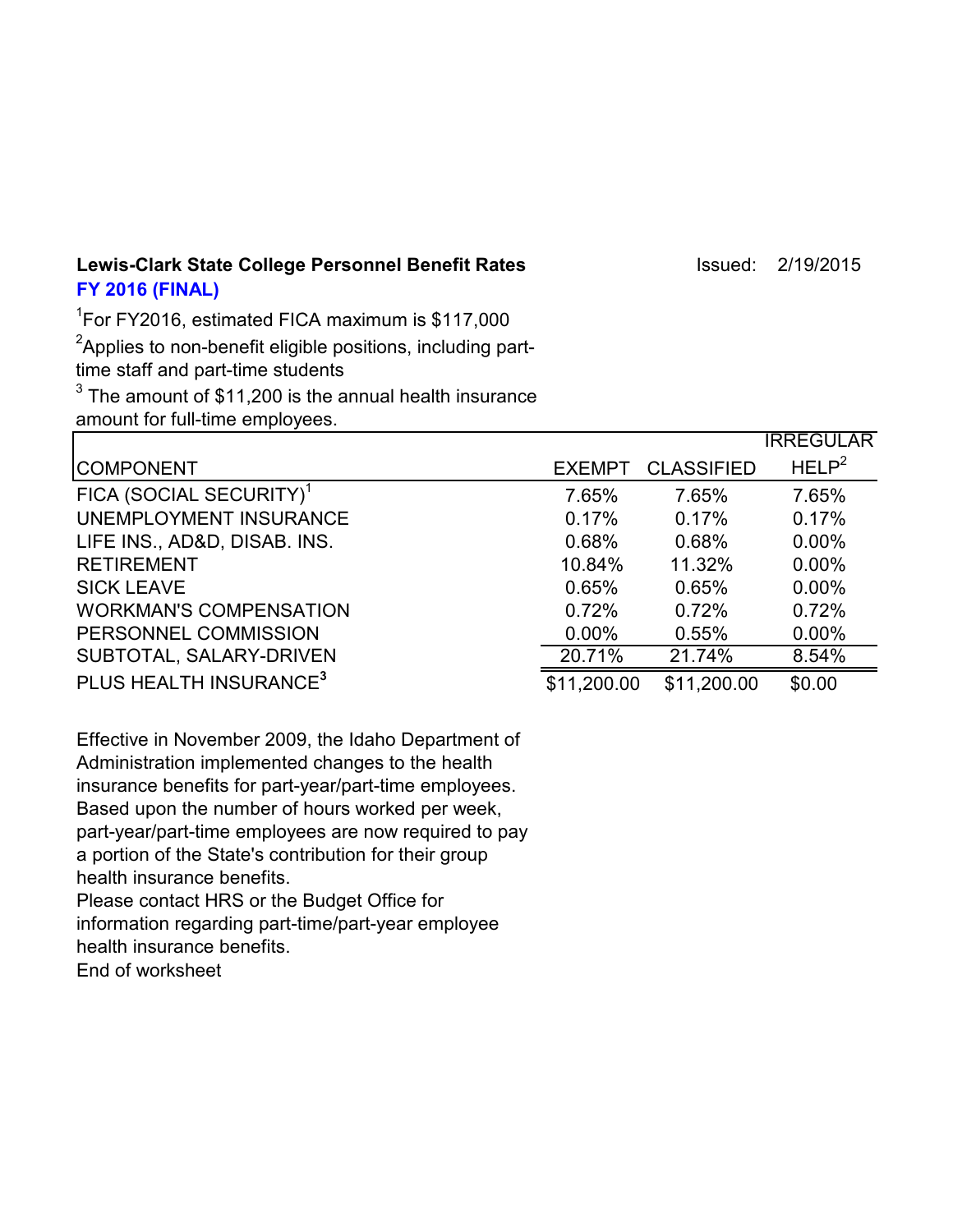**Lewis-Clark State College Personnel Benefit Rates** Issued: 2/19/2015

**FY 2016 (FINAL)**

[1]For FY2016, estimated FICA maximum is $117,000

[2]Applies to non-benefit eligible positions, including part-time staff and part-time students

[3] The amount of $11,200 is the annual health insurance amount for full-time employees.

| COMPONENT | EXEMPT | CLASSIFIED | IRREGULAR HELP[2] |
|---|---|---|---|
| FICA (SOCIAL SECURITY)[1] | 7.65% | 7.65% | 7.65% |
| UNEMPLOYMENT INSURANCE | 0.17% | 0.17% | 0.17% |
| LIFE INS., AD&D, DISAB. INS. | 0.68% | 0.68% | 0.00% |
| RETIREMENT | 10.84% | 11.32% | 0.00% |
| SICK LEAVE | 0.65% | 0.65% | 0.00% |
| WORKMAN'S COMPENSATION | 0.72% | 0.72% | 0.72% |
| PERSONNEL COMMISSION | 0.00% | 0.55% | 0.00% |
| SUBTOTAL, SALARY-DRIVEN | 20.71% | 21.74% | 8.54% |
| PLUS HEALTH INSURANCE[3] | $11,200.00 | $11,200.00 | $0.00 |

Effective in November 2009, the Idaho Department of Administration implemented changes to the health insurance benefits for part-year/part-time employees. Based upon the number of hours worked per week, part-year/part-time employees are now required to pay a portion of the State's contribution for their group health insurance benefits.

Please contact HRS or the Budget Office for information regarding part-time/part-year employee health insurance benefits.

End of worksheet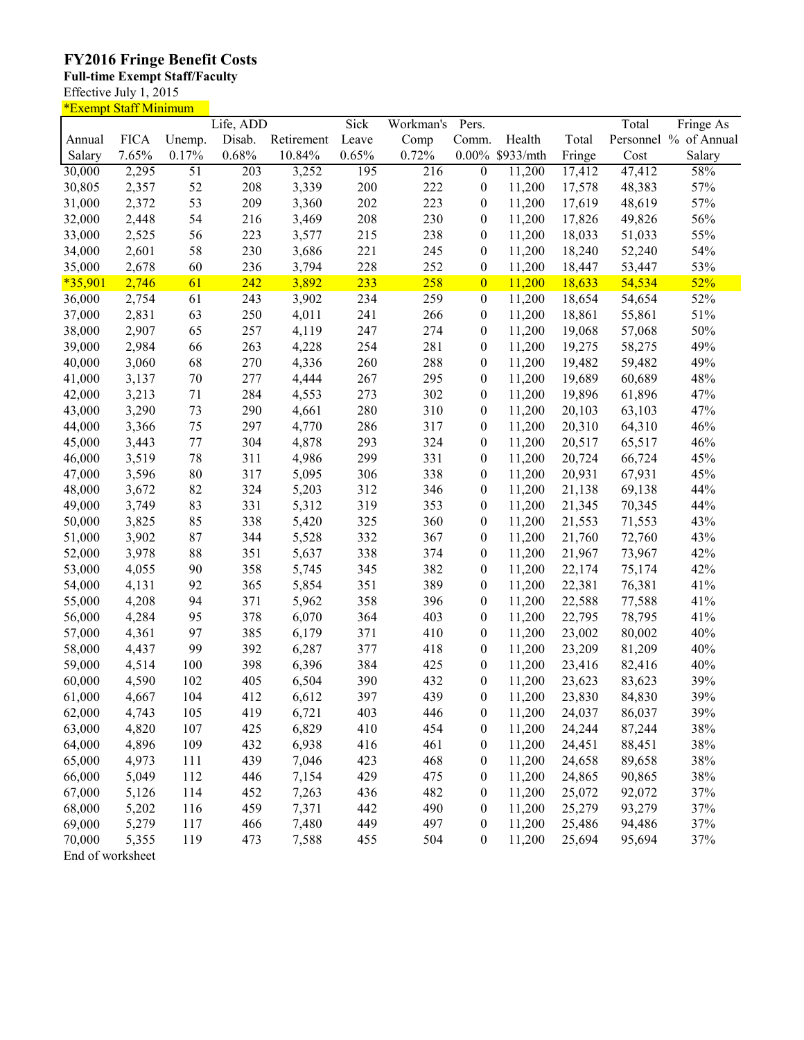# FY2016 Fringe Benefit Costs

**Full-time Exempt Staff/Faculty**

Effective July 1, 2015

*Exempt Staff Minimum

| Annual Salary | FICA 7.65% | Unemp. 0.17% | Life, ADD Disab. 0.68% | Retirement 10.84% | Sick Leave 0.65% | Workman's Comp 0.72% | Pers. Comm. 0.00% | Health $933/mth | Total Fringe | Total Personnel Cost | Fringe As % of Annual Salary |
|---|---|---|---|---|---|---|---|---|---|---|---|
| 30,000 | 2,295 | 51 | 203 | 3,252 | 195 | 216 | 0 | 11,200 | 17,412 | 47,412 | 58% |
| 30,805 | 2,357 | 52 | 208 | 3,339 | 200 | 222 | 0 | 11,200 | 17,578 | 48,383 | 57% |
| 31,000 | 2,372 | 53 | 209 | 3,360 | 202 | 223 | 0 | 11,200 | 17,619 | 48,619 | 57% |
| 32,000 | 2,448 | 54 | 216 | 3,469 | 208 | 230 | 0 | 11,200 | 17,826 | 49,826 | 56% |
| 33,000 | 2,525 | 56 | 223 | 3,577 | 215 | 238 | 0 | 11,200 | 18,033 | 51,033 | 55% |
| 34,000 | 2,601 | 58 | 230 | 3,686 | 221 | 245 | 0 | 11,200 | 18,240 | 52,240 | 54% |
| 35,000 | 2,678 | 60 | 236 | 3,794 | 228 | 252 | 0 | 11,200 | 18,447 | 53,447 | 53% |
| *35,901 | 2,746 | 61 | 242 | 3,892 | 233 | 258 | 0 | 11,200 | 18,633 | 54,534 | 52% |
| 36,000 | 2,754 | 61 | 243 | 3,902 | 234 | 259 | 0 | 11,200 | 18,654 | 54,654 | 52% |
| 37,000 | 2,831 | 63 | 250 | 4,011 | 241 | 266 | 0 | 11,200 | 18,861 | 55,861 | 51% |
| 38,000 | 2,907 | 65 | 257 | 4,119 | 247 | 274 | 0 | 11,200 | 19,068 | 57,068 | 50% |
| 39,000 | 2,984 | 66 | 263 | 4,228 | 254 | 281 | 0 | 11,200 | 19,275 | 58,275 | 49% |
| 40,000 | 3,060 | 68 | 270 | 4,336 | 260 | 288 | 0 | 11,200 | 19,482 | 59,482 | 49% |
| 41,000 | 3,137 | 70 | 277 | 4,444 | 267 | 295 | 0 | 11,200 | 19,689 | 60,689 | 48% |
| 42,000 | 3,213 | 71 | 284 | 4,553 | 273 | 302 | 0 | 11,200 | 19,896 | 61,896 | 47% |
| 43,000 | 3,290 | 73 | 290 | 4,661 | 280 | 310 | 0 | 11,200 | 20,103 | 63,103 | 47% |
| 44,000 | 3,366 | 75 | 297 | 4,770 | 286 | 317 | 0 | 11,200 | 20,310 | 64,310 | 46% |
| 45,000 | 3,443 | 77 | 304 | 4,878 | 293 | 324 | 0 | 11,200 | 20,517 | 65,517 | 46% |
| 46,000 | 3,519 | 78 | 311 | 4,986 | 299 | 331 | 0 | 11,200 | 20,724 | 66,724 | 45% |
| 47,000 | 3,596 | 80 | 317 | 5,095 | 306 | 338 | 0 | 11,200 | 20,931 | 67,931 | 45% |
| 48,000 | 3,672 | 82 | 324 | 5,203 | 312 | 346 | 0 | 11,200 | 21,138 | 69,138 | 44% |
| 49,000 | 3,749 | 83 | 331 | 5,312 | 319 | 353 | 0 | 11,200 | 21,345 | 70,345 | 44% |
| 50,000 | 3,825 | 85 | 338 | 5,420 | 325 | 360 | 0 | 11,200 | 21,553 | 71,553 | 43% |
| 51,000 | 3,902 | 87 | 344 | 5,528 | 332 | 367 | 0 | 11,200 | 21,760 | 72,760 | 43% |
| 52,000 | 3,978 | 88 | 351 | 5,637 | 338 | 374 | 0 | 11,200 | 21,967 | 73,967 | 42% |
| 53,000 | 4,055 | 90 | 358 | 5,745 | 345 | 382 | 0 | 11,200 | 22,174 | 75,174 | 42% |
| 54,000 | 4,131 | 92 | 365 | 5,854 | 351 | 389 | 0 | 11,200 | 22,381 | 76,381 | 41% |
| 55,000 | 4,208 | 94 | 371 | 5,962 | 358 | 396 | 0 | 11,200 | 22,588 | 77,588 | 41% |
| 56,000 | 4,284 | 95 | 378 | 6,070 | 364 | 403 | 0 | 11,200 | 22,795 | 78,795 | 41% |
| 57,000 | 4,361 | 97 | 385 | 6,179 | 371 | 410 | 0 | 11,200 | 23,002 | 80,002 | 40% |
| 58,000 | 4,437 | 99 | 392 | 6,287 | 377 | 418 | 0 | 11,200 | 23,209 | 81,209 | 40% |
| 59,000 | 4,514 | 100 | 398 | 6,396 | 384 | 425 | 0 | 11,200 | 23,416 | 82,416 | 40% |
| 60,000 | 4,590 | 102 | 405 | 6,504 | 390 | 432 | 0 | 11,200 | 23,623 | 83,623 | 39% |
| 61,000 | 4,667 | 104 | 412 | 6,612 | 397 | 439 | 0 | 11,200 | 23,830 | 84,830 | 39% |
| 62,000 | 4,743 | 105 | 419 | 6,721 | 403 | 446 | 0 | 11,200 | 24,037 | 86,037 | 39% |
| 63,000 | 4,820 | 107 | 425 | 6,829 | 410 | 454 | 0 | 11,200 | 24,244 | 87,244 | 38% |
| 64,000 | 4,896 | 109 | 432 | 6,938 | 416 | 461 | 0 | 11,200 | 24,451 | 88,451 | 38% |
| 65,000 | 4,973 | 111 | 439 | 7,046 | 423 | 468 | 0 | 11,200 | 24,658 | 89,658 | 38% |
| 66,000 | 5,049 | 112 | 446 | 7,154 | 429 | 475 | 0 | 11,200 | 24,865 | 90,865 | 38% |
| 67,000 | 5,126 | 114 | 452 | 7,263 | 436 | 482 | 0 | 11,200 | 25,072 | 92,072 | 37% |
| 68,000 | 5,202 | 116 | 459 | 7,371 | 442 | 490 | 0 | 11,200 | 25,279 | 93,279 | 37% |
| 69,000 | 5,279 | 117 | 466 | 7,480 | 449 | 497 | 0 | 11,200 | 25,486 | 94,486 | 37% |
| 70,000 | 5,355 | 119 | 473 | 7,588 | 455 | 504 | 0 | 11,200 | 25,694 | 95,694 | 37% |

End of worksheet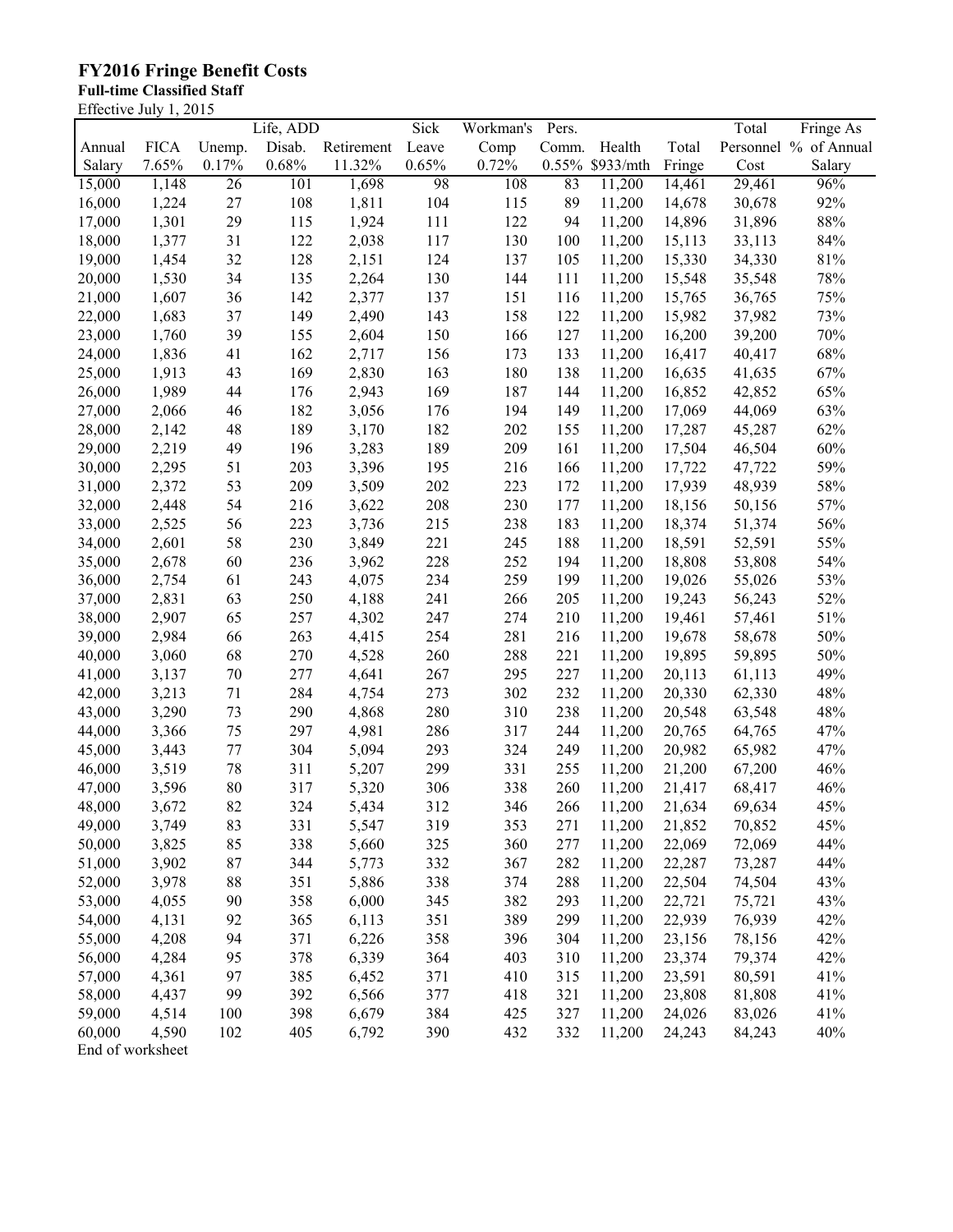# FY2016 Fringe Benefit Costs

**Full-time Classified Staff**

Effective July 1, 2015

| Annual Salary | FICA 7.65% | Unemp. 0.17% | Life, ADD Disab. 0.68% | Retirement 11.32% | Sick Leave 0.65% | Workman's Comp 0.72% | Pers. Comm. 0.55% | Health $933/mth | Total Fringe | Total Personnel Cost | Fringe As % of Annual Salary |
|---|---|---|---|---|---|---|---|---|---|---|---|
| 15,000 | 1,148 | 26 | 101 | 1,698 | 98 | 108 | 83 | 11,200 | 14,461 | 29,461 | 96% |
| 16,000 | 1,224 | 27 | 108 | 1,811 | 104 | 115 | 89 | 11,200 | 14,678 | 30,678 | 92% |
| 17,000 | 1,301 | 29 | 115 | 1,924 | 111 | 122 | 94 | 11,200 | 14,896 | 31,896 | 88% |
| 18,000 | 1,377 | 31 | 122 | 2,038 | 117 | 130 | 100 | 11,200 | 15,113 | 33,113 | 84% |
| 19,000 | 1,454 | 32 | 128 | 2,151 | 124 | 137 | 105 | 11,200 | 15,330 | 34,330 | 81% |
| 20,000 | 1,530 | 34 | 135 | 2,264 | 130 | 144 | 111 | 11,200 | 15,548 | 35,548 | 78% |
| 21,000 | 1,607 | 36 | 142 | 2,377 | 137 | 151 | 116 | 11,200 | 15,765 | 36,765 | 75% |
| 22,000 | 1,683 | 37 | 149 | 2,490 | 143 | 158 | 122 | 11,200 | 15,982 | 37,982 | 73% |
| 23,000 | 1,760 | 39 | 155 | 2,604 | 150 | 166 | 127 | 11,200 | 16,200 | 39,200 | 70% |
| 24,000 | 1,836 | 41 | 162 | 2,717 | 156 | 173 | 133 | 11,200 | 16,417 | 40,417 | 68% |
| 25,000 | 1,913 | 43 | 169 | 2,830 | 163 | 180 | 138 | 11,200 | 16,635 | 41,635 | 67% |
| 26,000 | 1,989 | 44 | 176 | 2,943 | 169 | 187 | 144 | 11,200 | 16,852 | 42,852 | 65% |
| 27,000 | 2,066 | 46 | 182 | 3,056 | 176 | 194 | 149 | 11,200 | 17,069 | 44,069 | 63% |
| 28,000 | 2,142 | 48 | 189 | 3,170 | 182 | 202 | 155 | 11,200 | 17,287 | 45,287 | 62% |
| 29,000 | 2,219 | 49 | 196 | 3,283 | 189 | 209 | 161 | 11,200 | 17,504 | 46,504 | 60% |
| 30,000 | 2,295 | 51 | 203 | 3,396 | 195 | 216 | 166 | 11,200 | 17,722 | 47,722 | 59% |
| 31,000 | 2,372 | 53 | 209 | 3,509 | 202 | 223 | 172 | 11,200 | 17,939 | 48,939 | 58% |
| 32,000 | 2,448 | 54 | 216 | 3,622 | 208 | 230 | 177 | 11,200 | 18,156 | 50,156 | 57% |
| 33,000 | 2,525 | 56 | 223 | 3,736 | 215 | 238 | 183 | 11,200 | 18,374 | 51,374 | 56% |
| 34,000 | 2,601 | 58 | 230 | 3,849 | 221 | 245 | 188 | 11,200 | 18,591 | 52,591 | 55% |
| 35,000 | 2,678 | 60 | 236 | 3,962 | 228 | 252 | 194 | 11,200 | 18,808 | 53,808 | 54% |
| 36,000 | 2,754 | 61 | 243 | 4,075 | 234 | 259 | 199 | 11,200 | 19,026 | 55,026 | 53% |
| 37,000 | 2,831 | 63 | 250 | 4,188 | 241 | 266 | 205 | 11,200 | 19,243 | 56,243 | 52% |
| 38,000 | 2,907 | 65 | 257 | 4,302 | 247 | 274 | 210 | 11,200 | 19,461 | 57,461 | 51% |
| 39,000 | 2,984 | 66 | 263 | 4,415 | 254 | 281 | 216 | 11,200 | 19,678 | 58,678 | 50% |
| 40,000 | 3,060 | 68 | 270 | 4,528 | 260 | 288 | 221 | 11,200 | 19,895 | 59,895 | 50% |
| 41,000 | 3,137 | 70 | 277 | 4,641 | 267 | 295 | 227 | 11,200 | 20,113 | 61,113 | 49% |
| 42,000 | 3,213 | 71 | 284 | 4,754 | 273 | 302 | 232 | 11,200 | 20,330 | 62,330 | 48% |
| 43,000 | 3,290 | 73 | 290 | 4,868 | 280 | 310 | 238 | 11,200 | 20,548 | 63,548 | 48% |
| 44,000 | 3,366 | 75 | 297 | 4,981 | 286 | 317 | 244 | 11,200 | 20,765 | 64,765 | 47% |
| 45,000 | 3,443 | 77 | 304 | 5,094 | 293 | 324 | 249 | 11,200 | 20,982 | 65,982 | 47% |
| 46,000 | 3,519 | 78 | 311 | 5,207 | 299 | 331 | 255 | 11,200 | 21,200 | 67,200 | 46% |
| 47,000 | 3,596 | 80 | 317 | 5,320 | 306 | 338 | 260 | 11,200 | 21,417 | 68,417 | 46% |
| 48,000 | 3,672 | 82 | 324 | 5,434 | 312 | 346 | 266 | 11,200 | 21,634 | 69,634 | 45% |
| 49,000 | 3,749 | 83 | 331 | 5,547 | 319 | 353 | 271 | 11,200 | 21,852 | 70,852 | 45% |
| 50,000 | 3,825 | 85 | 338 | 5,660 | 325 | 360 | 277 | 11,200 | 22,069 | 72,069 | 44% |
| 51,000 | 3,902 | 87 | 344 | 5,773 | 332 | 367 | 282 | 11,200 | 22,287 | 73,287 | 44% |
| 52,000 | 3,978 | 88 | 351 | 5,886 | 338 | 374 | 288 | 11,200 | 22,504 | 74,504 | 43% |
| 53,000 | 4,055 | 90 | 358 | 6,000 | 345 | 382 | 293 | 11,200 | 22,721 | 75,721 | 43% |
| 54,000 | 4,131 | 92 | 365 | 6,113 | 351 | 389 | 299 | 11,200 | 22,939 | 76,939 | 42% |
| 55,000 | 4,208 | 94 | 371 | 6,226 | 358 | 396 | 304 | 11,200 | 23,156 | 78,156 | 42% |
| 56,000 | 4,284 | 95 | 378 | 6,339 | 364 | 403 | 310 | 11,200 | 23,374 | 79,374 | 42% |
| 57,000 | 4,361 | 97 | 385 | 6,452 | 371 | 410 | 315 | 11,200 | 23,591 | 80,591 | 41% |
| 58,000 | 4,437 | 99 | 392 | 6,566 | 377 | 418 | 321 | 11,200 | 23,808 | 81,808 | 41% |
| 59,000 | 4,514 | 100 | 398 | 6,679 | 384 | 425 | 327 | 11,200 | 24,026 | 83,026 | 41% |
| 60,000 | 4,590 | 102 | 405 | 6,792 | 390 | 432 | 332 | 11,200 | 24,243 | 84,243 | 40% |

End of worksheet